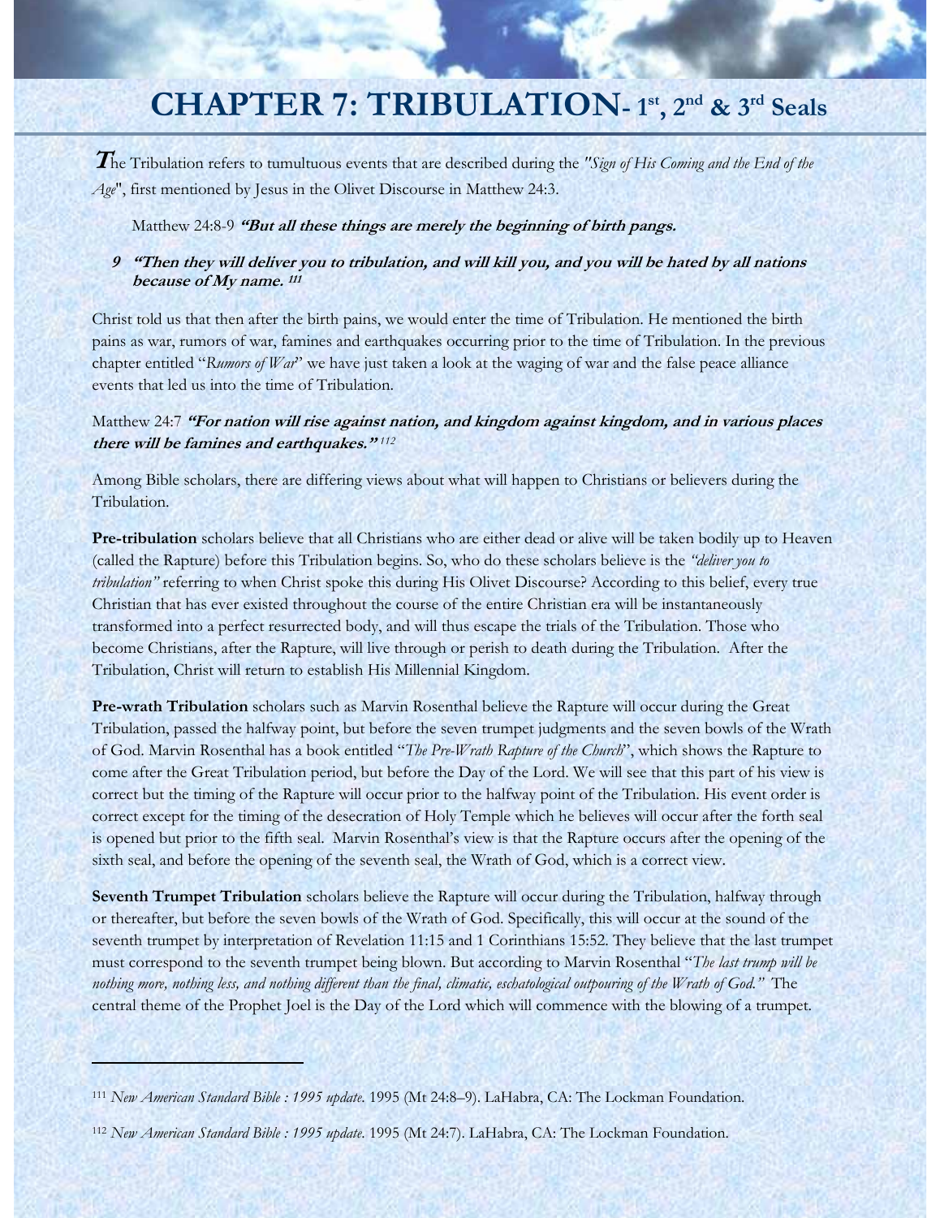# CHAPTER 7: TRIBULATION- 1st, 2nd & 3rd Seals

**The** Tribulation refers to tumultuous events that are described during the *"Sign of His Coming and the End of the Age*", first mentioned by Jesus in the Olivet Discourse in Matthew 24:3.

Matthew 24:8-9 ***"But all these things are merely the beginning of birth pangs.***

***9 "Then they will deliver you to tribulation, and will kill you, and you will be hated by all nations because of My name.*** [111]

Christ told us that then after the birth pains, we would enter the time of Tribulation. He mentioned the birth pains as war, rumors of war, famines and earthquakes occurring prior to the time of Tribulation. In the previous chapter entitled "*Rumors of War*" we have just taken a look at the waging of war and the false peace alliance events that led us into the time of Tribulation.

Matthew 24:7 ***"For nation will rise against nation, and kingdom against kingdom, and in various places there will be famines and earthquakes."*** [112]

Among Bible scholars, there are differing views about what will happen to Christians or believers during the Tribulation.

**Pre-tribulation** scholars believe that all Christians who are either dead or alive will be taken bodily up to Heaven (called the Rapture) before this Tribulation begins. So, who do these scholars believe is the *"deliver you to tribulation"* referring to when Christ spoke this during His Olivet Discourse? According to this belief, every true Christian that has ever existed throughout the course of the entire Christian era will be instantaneously transformed into a perfect resurrected body, and will thus escape the trials of the Tribulation. Those who become Christians, after the Rapture, will live through or perish to death during the Tribulation. After the Tribulation, Christ will return to establish His Millennial Kingdom.

**Pre-wrath Tribulation** scholars such as Marvin Rosenthal believe the Rapture will occur during the Great Tribulation, passed the halfway point, but before the seven trumpet judgments and the seven bowls of the Wrath of God. Marvin Rosenthal has a book entitled "*The Pre-Wrath Rapture of the Church*", which shows the Rapture to come after the Great Tribulation period, but before the Day of the Lord. We will see that this part of his view is correct but the timing of the Rapture will occur prior to the halfway point of the Tribulation. His event order is correct except for the timing of the desecration of Holy Temple which he believes will occur after the forth seal is opened but prior to the fifth seal. Marvin Rosenthal's view is that the Rapture occurs after the opening of the sixth seal, and before the opening of the seventh seal, the Wrath of God, which is a correct view.

**Seventh Trumpet Tribulation** scholars believe the Rapture will occur during the Tribulation, halfway through or thereafter, but before the seven bowls of the Wrath of God. Specifically, this will occur at the sound of the seventh trumpet by interpretation of Revelation 11:15 and 1 Corinthians 15:52. They believe that the last trumpet must correspond to the seventh trumpet being blown. But according to Marvin Rosenthal "*The last trump will be nothing more, nothing less, and nothing different than the final, climatic, eschatological outpouring of the Wrath of God."* The central theme of the Prophet Joel is the Day of the Lord which will commence with the blowing of a trumpet.

---

[111] *New American Standard Bible : 1995 update*. 1995 (Mt 24:8–9). LaHabra, CA: The Lockman Foundation.

[112] *New American Standard Bible : 1995 update*. 1995 (Mt 24:7). LaHabra, CA: The Lockman Foundation.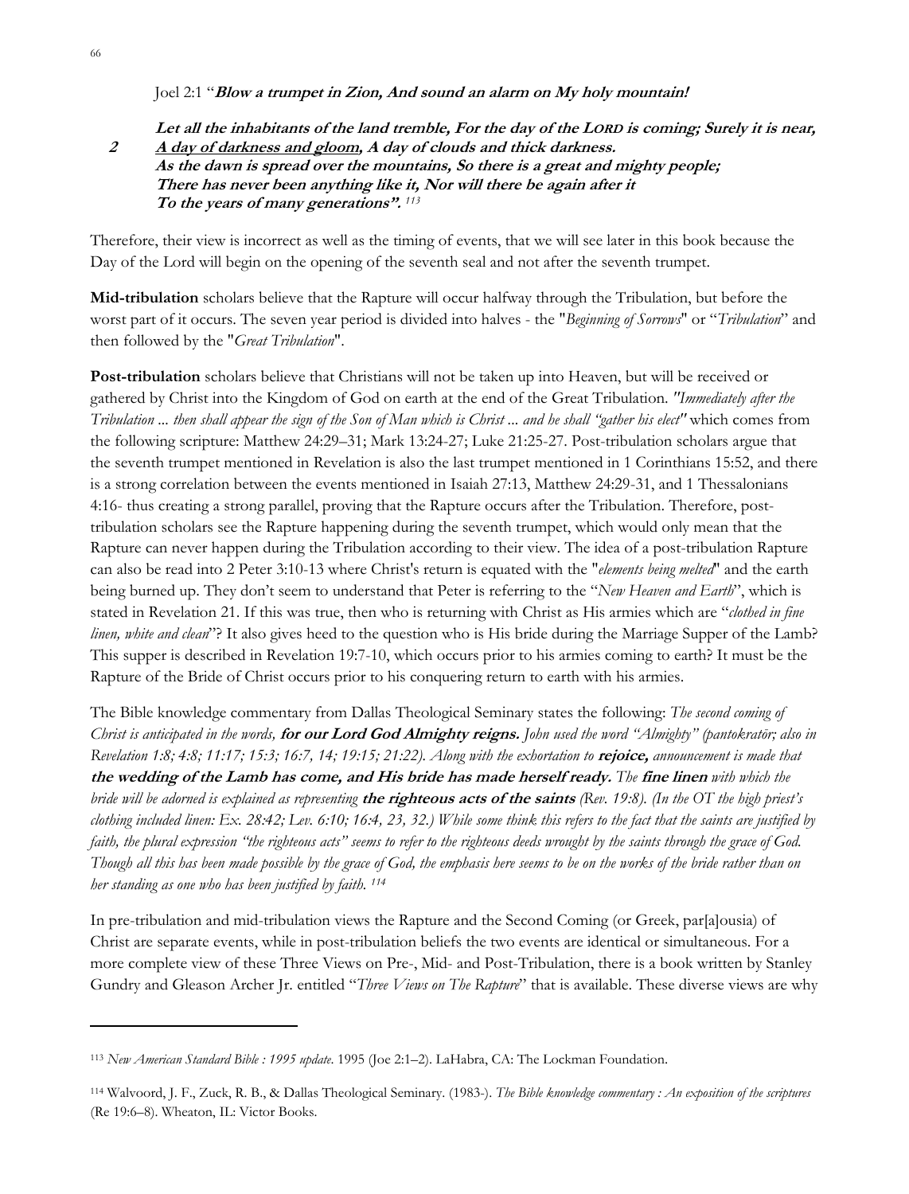Joel 2:1 "**Blow a trumpet in Zion, And sound an alarm on My holy mountain!**

**Let all the inhabitants of the land tremble, For the day of the LORD is coming; Surely it is near,**
**2** **<u>A day of darkness and gloom</u>, A day of clouds and thick darkness.**
**As the dawn is spread over the mountains, So there is a great and mighty people;**
**There has never been anything like it, Nor will there be again after it**
**To the years of many generations".** [113]

Therefore, their view is incorrect as well as the timing of events, that we will see later in this book because the Day of the Lord will begin on the opening of the seventh seal and not after the seventh trumpet.

**Mid-tribulation** scholars believe that the Rapture will occur halfway through the Tribulation, but before the worst part of it occurs. The seven year period is divided into halves - the "*Beginning of Sorrows*" or "*Tribulation*" and then followed by the "*Great Tribulation*".

**Post-tribulation** scholars believe that Christians will not be taken up into Heaven, but will be received or gathered by Christ into the Kingdom of God on earth at the end of the Great Tribulation. *"Immediately after the Tribulation ... then shall appear the sign of the Son of Man which is Christ ... and he shall "gather his elect"* which comes from the following scripture: Matthew 24:29–31; Mark 13:24-27; Luke 21:25-27. Post-tribulation scholars argue that the seventh trumpet mentioned in Revelation is also the last trumpet mentioned in 1 Corinthians 15:52, and there is a strong correlation between the events mentioned in Isaiah 27:13, Matthew 24:29-31, and 1 Thessalonians 4:16- thus creating a strong parallel, proving that the Rapture occurs after the Tribulation. Therefore, post-tribulation scholars see the Rapture happening during the seventh trumpet, which would only mean that the Rapture can never happen during the Tribulation according to their view. The idea of a post-tribulation Rapture can also be read into 2 Peter 3:10-13 where Christ's return is equated with the "*elements being melted*" and the earth being burned up. They don't seem to understand that Peter is referring to the "*New Heaven and Earth*", which is stated in Revelation 21. If this was true, then who is returning with Christ as His armies which are "*clothed in fine linen, white and clean*"? It also gives heed to the question who is His bride during the Marriage Supper of the Lamb? This supper is described in Revelation 19:7-10, which occurs prior to his armies coming to earth? It must be the Rapture of the Bride of Christ occurs prior to his conquering return to earth with his armies.

The Bible knowledge commentary from Dallas Theological Seminary states the following: *The second coming of Christ is anticipated in the words,* ***for our Lord God Almighty reigns.*** *John used the word "Almighty" (pantokratōr; also in Revelation 1:8; 4:8; 11:17; 15:3; 16:7, 14; 19:15; 21:22). Along with the exhortation to* ***rejoice,*** *announcement is made that* ***the wedding of the Lamb has come, and His bride has made herself ready.*** *The* ***fine linen*** *with which the bride will be adorned is explained as representing* ***the righteous acts of the saints*** *(Rev. 19:8). (In the OT the high priest's clothing included linen: Ex. 28:42; Lev. 6:10; 16:4, 23, 32.) While some think this refers to the fact that the saints are justified by faith, the plural expression "the righteous acts" seems to refer to the righteous deeds wrought by the saints through the grace of God. Though all this has been made possible by the grace of God, the emphasis here seems to be on the works of the bride rather than on her standing as one who has been justified by faith.* [114]

In pre-tribulation and mid-tribulation views the Rapture and the Second Coming (or Greek, par[a]ousia) of Christ are separate events, while in post-tribulation beliefs the two events are identical or simultaneous. For a more complete view of these Three Views on Pre-, Mid- and Post-Tribulation, there is a book written by Stanley Gundry and Gleason Archer Jr. entitled "*Three Views on The Rapture*" that is available. These diverse views are why

---

[113] *New American Standard Bible : 1995 update*. 1995 (Joe 2:1–2). LaHabra, CA: The Lockman Foundation.

[114] Walvoord, J. F., Zuck, R. B., & Dallas Theological Seminary. (1983-). *The Bible knowledge commentary : An exposition of the scriptures* (Re 19:6–8). Wheaton, IL: Victor Books.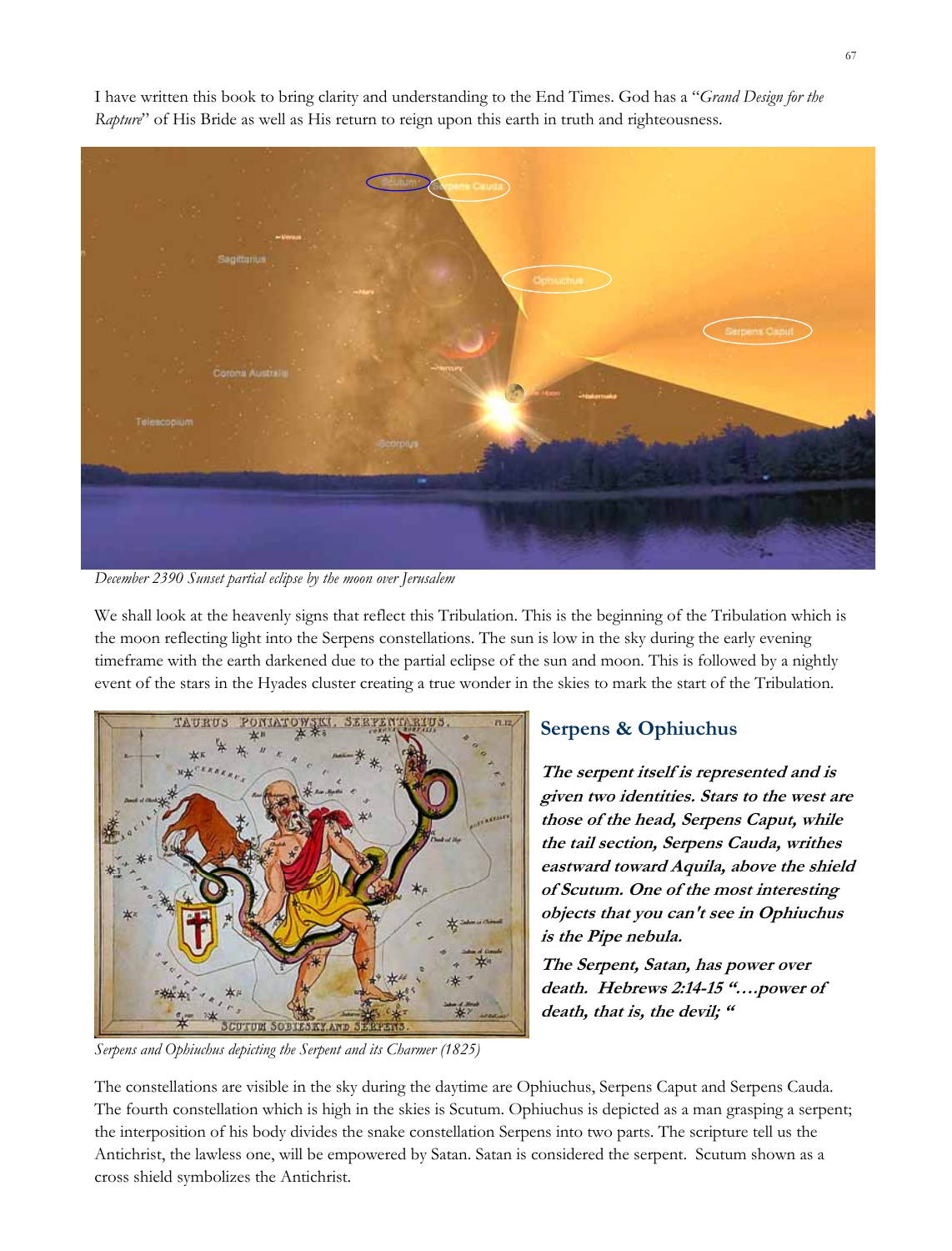I have written this book to bring clarity and understanding to the End Times. God has a "*Grand Design for the Rapture*" of His Bride as well as His return to reign upon this earth in truth and righteousness.

*December 2390 Sunset partial eclipse by the moon over Jerusalem*

We shall look at the heavenly signs that reflect this Tribulation. This is the beginning of the Tribulation which is the moon reflecting light into the Serpens constellations. The sun is low in the sky during the early evening timeframe with the earth darkened due to the partial eclipse of the sun and moon. This is followed by a nightly event of the stars in the Hyades cluster creating a true wonder in the skies to mark the start of the Tribulation.

## Serpens & Ophiuchus

***The serpent itself is represented and is given two identities. Stars to the west are those of the head, Serpens Caput, while the tail section, Serpens Cauda, writhes eastward toward Aquila, above the shield of Scutum. One of the most interesting objects that you can't see in Ophiuchus is the Pipe nebula.***

***The Serpent, Satan, has power over death. Hebrews 2:14-15 "….power of death, that is, the devil; "***

*Serpens and Ophiuchus depicting the Serpent and its Charmer (1825)*

The constellations are visible in the sky during the daytime are Ophiuchus, Serpens Caput and Serpens Cauda. The fourth constellation which is high in the skies is Scutum. Ophiuchus is depicted as a man grasping a serpent; the interposition of his body divides the snake constellation Serpens into two parts. The scripture tell us the Antichrist, the lawless one, will be empowered by Satan. Satan is considered the serpent. Scutum shown as a cross shield symbolizes the Antichrist.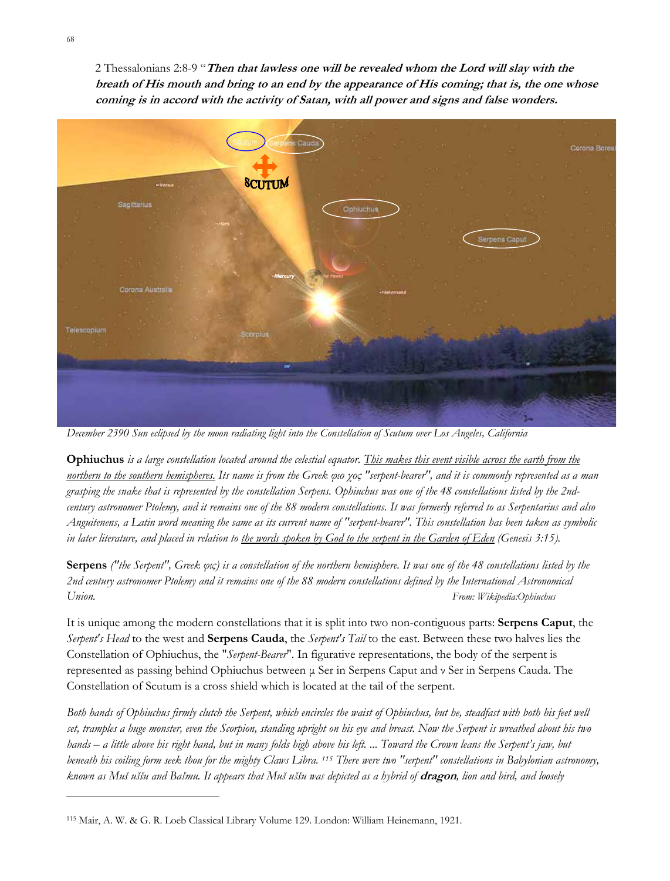2 Thessalonians 2:8-9 "***Then that lawless one will be revealed whom the Lord will slay with the breath of His mouth and bring to an end by the appearance of His coming; that is, the one whose coming is in accord with the activity of Satan, with all power and signs and false wonders.***

*December 2390 Sun eclipsed by the moon radiating light into the Constellation of Scutum over Los Angeles, California*

**Ophiuchus** *is a large constellation located around the celestial equator. This makes this event visible across the earth from the northern to the southern hemispheres. Its name is from the Greek* φιο χος *"serpent-bearer", and it is commonly represented as a man grasping the snake that is represented by the constellation Serpens. Ophiuchus was one of the 48 constellations listed by the 2nd-century astronomer Ptolemy, and it remains one of the 88 modern constellations. It was formerly referred to as Serpentarius and also Anguitenens, a Latin word meaning the same as its current name of "serpent-bearer". This constellation has been taken as symbolic in later literature, and placed in relation to the words spoken by God to the serpent in the Garden of Eden (Genesis 3:15).*

**Serpens** *("the Serpent", Greek* φις*) is a constellation of the northern hemisphere. It was one of the 48 constellations listed by the 2nd century astronomer Ptolemy and it remains one of the 88 modern constellations defined by the International Astronomical Union.* *From: Wikipedia:Ophiuchus*

It is unique among the modern constellations that it is split into two non-contiguous parts: **Serpens Caput**, the *Serpent's Head* to the west and **Serpens Cauda**, the *Serpent's Tail* to the east. Between these two halves lies the Constellation of Ophiuchus, the "*Serpent-Bearer*". In figurative representations, the body of the serpent is represented as passing behind Ophiuchus between μ Ser in Serpens Caput and ν Ser in Serpens Cauda. The Constellation of Scutum is a cross shield which is located at the tail of the serpent.

*Both hands of Ophiuchus firmly clutch the Serpent, which encircles the waist of Ophiuchus, but he, steadfast with both his feet well set, tramples a huge monster, even the Scorpion, standing upright on his eye and breast. Now the Serpent is wreathed about his two hands – a little above his right hand, but in many folds high above his left. ... Toward the Crown leans the Serpent's jaw, but beneath his coiling form seek thou for the mighty Claws Libra.* [115] *There were two "serpent" constellations in Babylonian astronomy, known as Muš uššu and Bašmu. It appears that Muš uššu was depicted as a hybrid of* ***dragon****, lion and bird, and loosely*

[115] Mair, A. W. & G. R. Loeb Classical Library Volume 129. London: William Heinemann, 1921.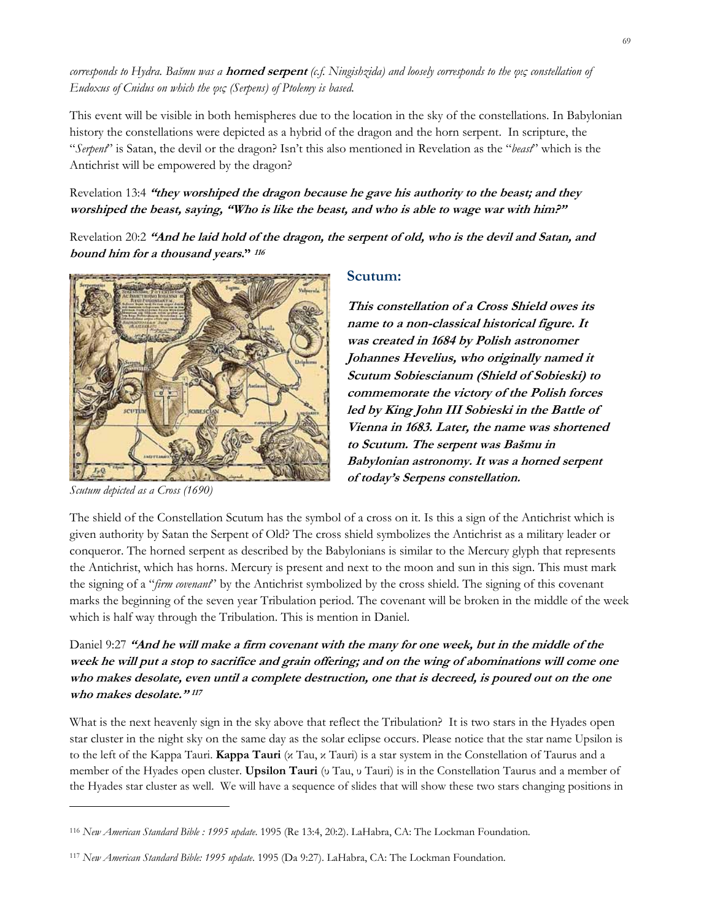*corresponds to Hydra. Bašmu was a* ***horned serpent*** *(c.f. Ningishzida) and loosely corresponds to the φις constellation of Eudoxus of Cnidus on which the φις (Serpens) of Ptolemy is based.*

This event will be visible in both hemispheres due to the location in the sky of the constellations. In Babylonian history the constellations were depicted as a hybrid of the dragon and the horn serpent. In scripture, the "*Serpent*" is Satan, the devil or the dragon? Isn't this also mentioned in Revelation as the "*beast*" which is the Antichrist will be empowered by the dragon?

Revelation 13:4 ***"they worshiped the dragon because he gave his authority to the beast; and they worshiped the beast, saying, "Who is like the beast, and who is able to wage war with him?"***

Revelation 20:2 ***"And he laid hold of the dragon, the serpent of old, who is the devil and Satan, and bound him for a thousand years."*** [116]

*Scutum depicted as a Cross (1690)*

## Scutum:

***This constellation of a Cross Shield owes its name to a non-classical historical figure. It was created in 1684 by Polish astronomer Johannes Hevelius, who originally named it Scutum Sobiescianum (Shield of Sobieski) to commemorate the victory of the Polish forces led by King John III Sobieski in the Battle of Vienna in 1683. Later, the name was shortened to Scutum. The serpent was Bašmu in Babylonian astronomy. It was a horned serpent of today's Serpens constellation.***

The shield of the Constellation Scutum has the symbol of a cross on it. Is this a sign of the Antichrist which is given authority by Satan the Serpent of Old? The cross shield symbolizes the Antichrist as a military leader or conqueror. The horned serpent as described by the Babylonians is similar to the Mercury glyph that represents the Antichrist, which has horns. Mercury is present and next to the moon and sun in this sign. This must mark the signing of a "*firm covenant*" by the Antichrist symbolized by the cross shield. The signing of this covenant marks the beginning of the seven year Tribulation period. The covenant will be broken in the middle of the week which is half way through the Tribulation. This is mention in Daniel.

Daniel 9:27 ***"And he will make a firm covenant with the many for one week, but in the middle of the week he will put a stop to sacrifice and grain offering; and on the wing of abominations will come one who makes desolate, even until a complete destruction, one that is decreed, is poured out on the one who makes desolate."*** [117]

What is the next heavenly sign in the sky above that reflect the Tribulation? It is two stars in the Hyades open star cluster in the night sky on the same day as the solar eclipse occurs. Please notice that the star name Upsilon is to the left of the Kappa Tauri. **Kappa Tauri** (ϰ Tau, ϰ Tauri) is a star system in the Constellation of Taurus and a member of the Hyades open cluster. **Upsilon Tauri** (υ Tau, υ Tauri) is in the Constellation Taurus and a member of the Hyades star cluster as well. We will have a sequence of slides that will show these two stars changing positions in

---

[116] *New American Standard Bible : 1995 update*. 1995 (Re 13:4, 20:2). LaHabra, CA: The Lockman Foundation.

[117] *New American Standard Bible: 1995 update*. 1995 (Da 9:27). LaHabra, CA: The Lockman Foundation.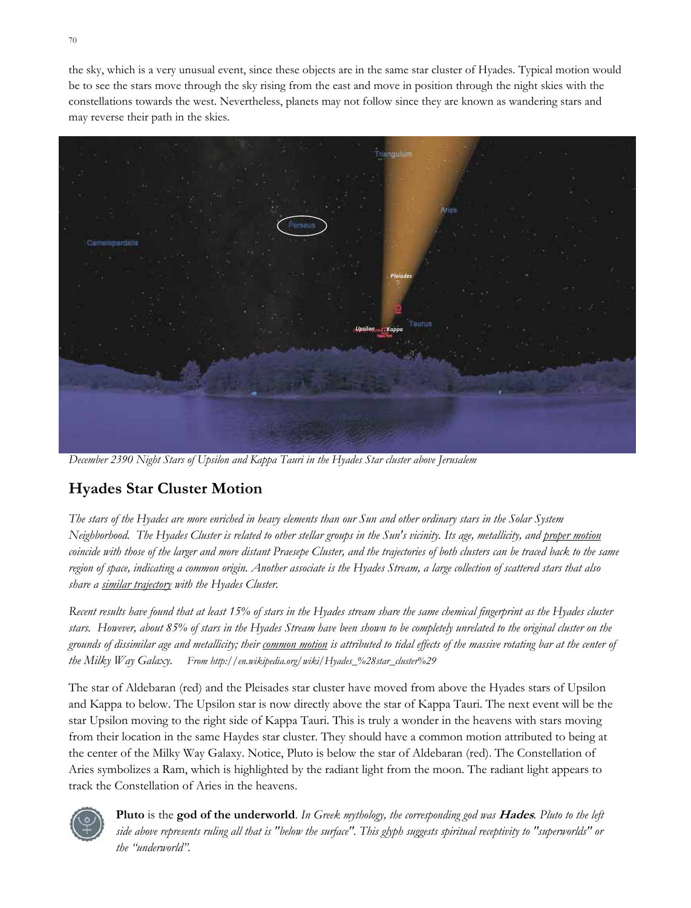the sky, which is a very unusual event, since these objects are in the same star cluster of Hyades. Typical motion would be to see the stars move through the sky rising from the east and move in position through the night skies with the constellations towards the west. Nevertheless, planets may not follow since they are known as wandering stars and may reverse their path in the skies.

*December 2390 Night Stars of Upsilon and Kappa Tauri in the Hyades Star cluster above Jerusalem*

## Hyades Star Cluster Motion

*The stars of the Hyades are more enriched in heavy elements than our Sun and other ordinary stars in the Solar System Neighborhood. The Hyades Cluster is related to other stellar groups in the Sun's vicinity. Its age, metallicity, and proper motion coincide with those of the larger and more distant Praesepe Cluster, and the trajectories of both clusters can be traced back to the same region of space, indicating a common origin. Another associate is the Hyades Stream, a large collection of scattered stars that also share a similar trajectory with the Hyades Cluster.*

*Recent results have found that at least 15% of stars in the Hyades stream share the same chemical fingerprint as the Hyades cluster stars. However, about 85% of stars in the Hyades Stream have been shown to be completely unrelated to the original cluster on the grounds of dissimilar age and metallicity; their common motion is attributed to tidal effects of the massive rotating bar at the center of the Milky Way Galaxy.* *From http://en.wikipedia.org/wiki/Hyades_%28star_cluster%29*

The star of Aldebaran (red) and the Pleisades star cluster have moved from above the Hyades stars of Upsilon and Kappa to below. The Upsilon star is now directly above the star of Kappa Tauri. The next event will be the star Upsilon moving to the right side of Kappa Tauri. This is truly a wonder in the heavens with stars moving from their location in the same Haydes star cluster. They should have a common motion attributed to being at the center of the Milky Way Galaxy. Notice, Pluto is below the star of Aldebaran (red). The Constellation of Aries symbolizes a Ram, which is highlighted by the radiant light from the moon. The radiant light appears to track the Constellation of Aries in the heavens.

**Pluto** is the **god of the underworld**. *In Greek mythology, the corresponding god was* ***Hades****. Pluto to the left side above represents ruling all that is "below the surface". This glyph suggests spiritual receptivity to "superworlds" or the "underworld".*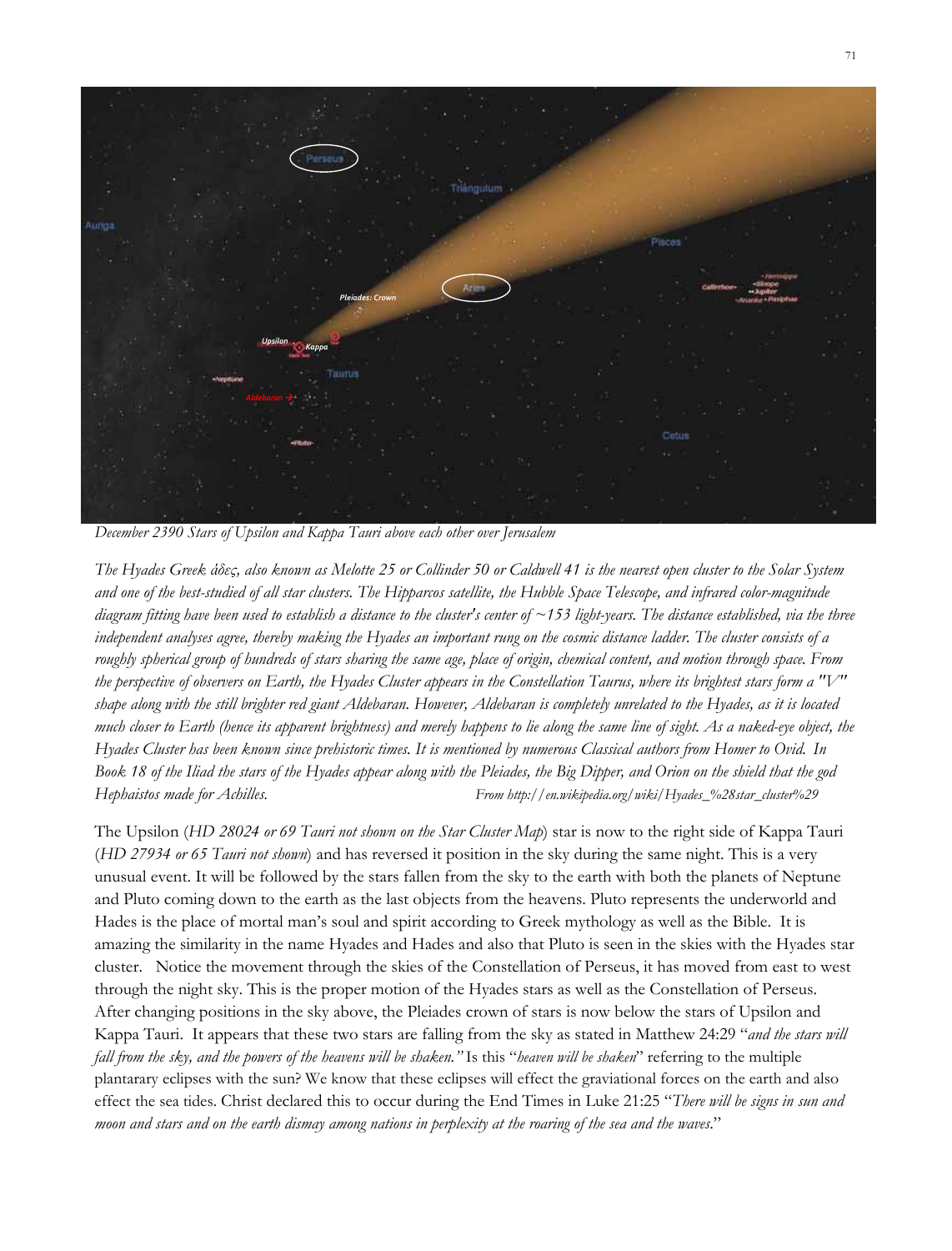*December 2390 Stars of Upsilon and Kappa Tauri above each other over Jerusalem*

*The Hyades Greek ὑάδες, also known as Melotte 25 or Collinder 50 or Caldwell 41 is the nearest open cluster to the Solar System and one of the best-studied of all star clusters. The Hipparcos satellite, the Hubble Space Telescope, and infrared color-magnitude diagram fitting have been used to establish a distance to the cluster's center of ~153 light-years. The distance established, via the three independent analyses agree, thereby making the Hyades an important rung on the cosmic distance ladder. The cluster consists of a roughly spherical group of hundreds of stars sharing the same age, place of origin, chemical content, and motion through space. From the perspective of observers on Earth, the Hyades Cluster appears in the Constellation Taurus, where its brightest stars form a "V" shape along with the still brighter red giant Aldebaran. However, Aldebaran is completely unrelated to the Hyades, as it is located much closer to Earth (hence its apparent brightness) and merely happens to lie along the same line of sight. As a naked-eye object, the Hyades Cluster has been known since prehistoric times. It is mentioned by numerous Classical authors from Homer to Ovid. In Book 18 of the Iliad the stars of the Hyades appear along with the Pleiades, the Big Dipper, and Orion on the shield that the god Hephaistos made for Achilles.* *From http://en.wikipedia.org/wiki/Hyades_%28star_cluster%29*

The Upsilon (*HD 28024 or 69 Tauri not shown on the Star Cluster Map*) star is now to the right side of Kappa Tauri (*HD 27934 or 65 Tauri not shown*) and has reversed it position in the sky during the same night. This is a very unusual event. It will be followed by the stars fallen from the sky to the earth with both the planets of Neptune and Pluto coming down to the earth as the last objects from the heavens. Pluto represents the underworld and Hades is the place of mortal man's soul and spirit according to Greek mythology as well as the Bible. It is amazing the similarity in the name Hyades and Hades and also that Pluto is seen in the skies with the Hyades star cluster. Notice the movement through the skies of the Constellation of Perseus, it has moved from east to west through the night sky. This is the proper motion of the Hyades stars as well as the Constellation of Perseus. After changing positions in the sky above, the Pleiades crown of stars is now below the stars of Upsilon and Kappa Tauri. It appears that these two stars are falling from the sky as stated in Matthew 24:29 "*and the stars will fall from the sky, and the powers of the heavens will be shaken."* Is this "*heaven will be shaken*" referring to the multiple plantarary eclipses with the sun? We know that these eclipses will effect the graviational forces on the earth and also effect the sea tides. Christ declared this to occur during the End Times in Luke 21:25 "*There will be signs in sun and moon and stars and on the earth dismay among nations in perplexity at the roaring of the sea and the waves*."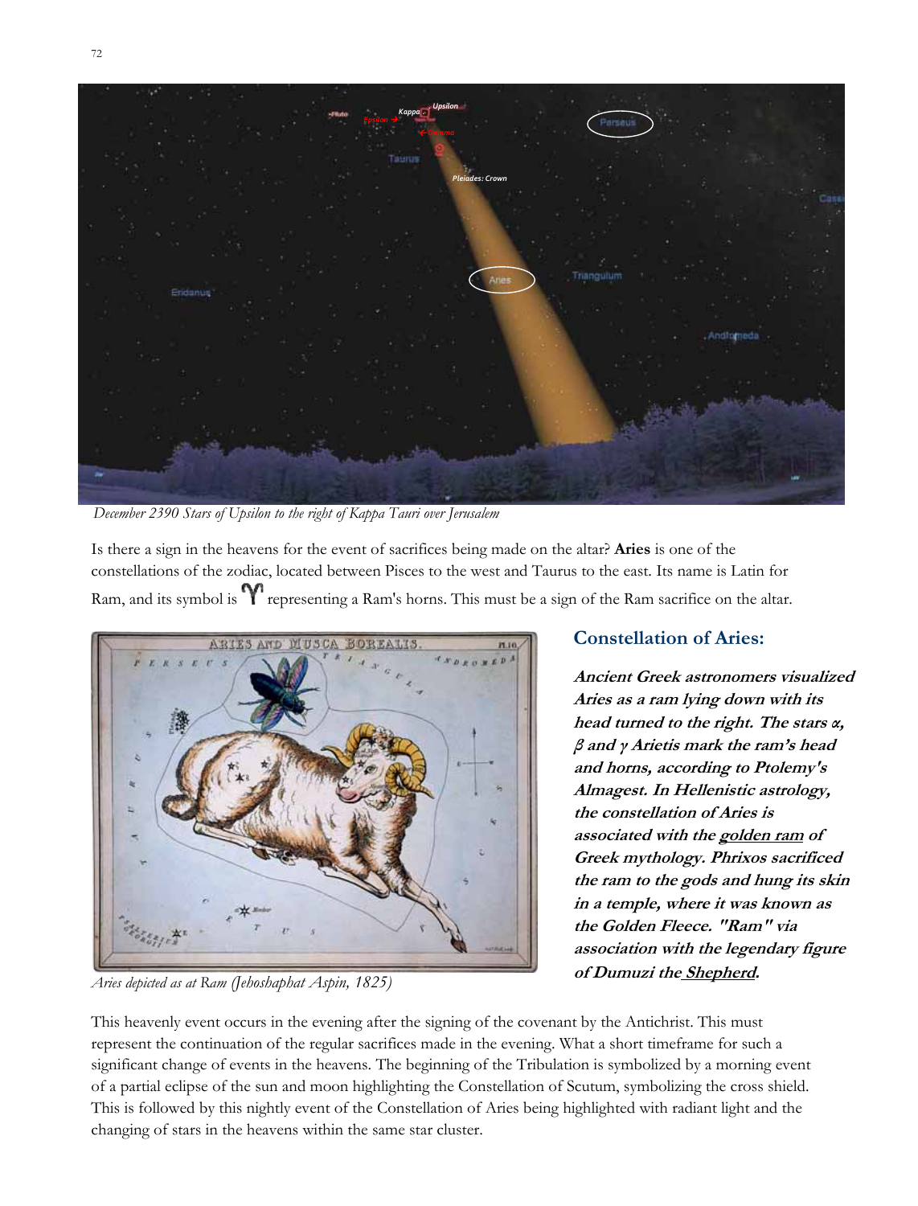December 2390 Stars of Upsilon to the right of Kappa Tauri over Jerusalem

Is there a sign in the heavens for the event of sacrifices being made on the altar? **Aries** is one of the constellations of the zodiac, located between Pisces to the west and Taurus to the east. Its name is Latin for Ram, and its symbol is ♈ representing a Ram's horns. This must be a sign of the Ram sacrifice on the altar.

Aries depicted as at Ram (Jehoshaphat Aspin, 1825)

## Constellation of Aries:

***Ancient Greek astronomers visualized Aries as a ram lying down with its head turned to the right. The stars α, β and γ Arietis mark the ram's head and horns, according to Ptolemy's Almagest. In Hellenistic astrology, the constellation of Aries is associated with the golden ram of Greek mythology. Phrixos sacrificed the ram to the gods and hung its skin in a temple, where it was known as the Golden Fleece. "Ram" via association with the legendary figure of Dumuzi the Shepherd.***

This heavenly event occurs in the evening after the signing of the covenant by the Antichrist. This must represent the continuation of the regular sacrifices made in the evening. What a short timeframe for such a significant change of events in the heavens. The beginning of the Tribulation is symbolized by a morning event of a partial eclipse of the sun and moon highlighting the Constellation of Scutum, symbolizing the cross shield. This is followed by this nightly event of the Constellation of Aries being highlighted with radiant light and the changing of stars in the heavens within the same star cluster.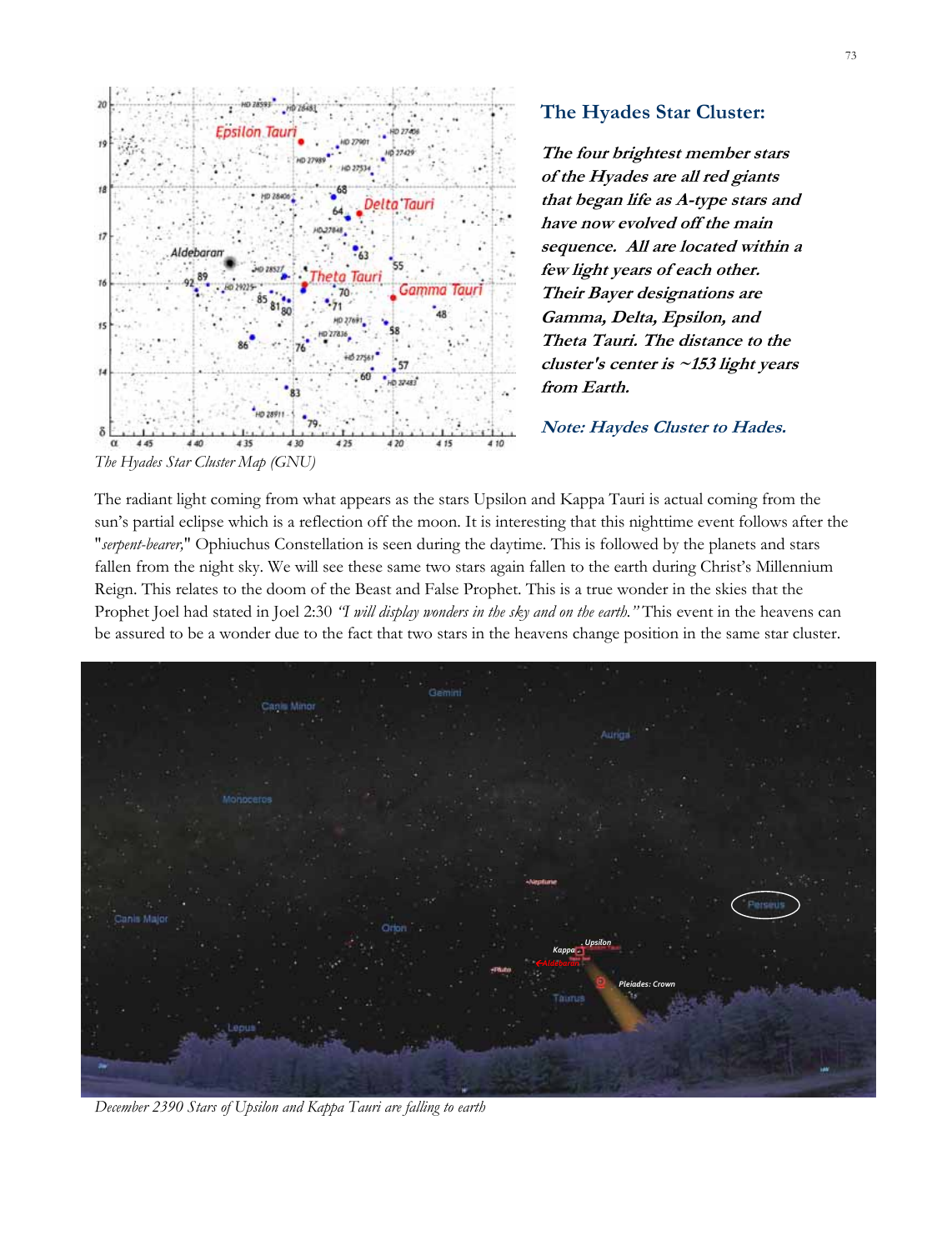The Hyades Star Cluster Map (GNU)

## The Hyades Star Cluster:

***The four brightest member stars of the Hyades are all red giants that began life as A-type stars and have now evolved off the main sequence. All are located within a few light years of each other. Their Bayer designations are Gamma, Delta, Epsilon, and Theta Tauri. The distance to the cluster's center is ~153 light years from Earth.***

***Note: Haydes Cluster to Hades.***

The radiant light coming from what appears as the stars Upsilon and Kappa Tauri is actual coming from the sun's partial eclipse which is a reflection off the moon. It is interesting that this nighttime event follows after the "*serpent-bearer,*" Ophiuchus Constellation is seen during the daytime. This is followed by the planets and stars fallen from the night sky. We will see these same two stars again fallen to the earth during Christ's Millennium Reign. This relates to the doom of the Beast and False Prophet. This is a true wonder in the skies that the Prophet Joel had stated in Joel 2:30 *"I will display wonders in the sky and on the earth."* This event in the heavens can be assured to be a wonder due to the fact that two stars in the heavens change position in the same star cluster.

*December 2390 Stars of Upsilon and Kappa Tauri are falling to earth*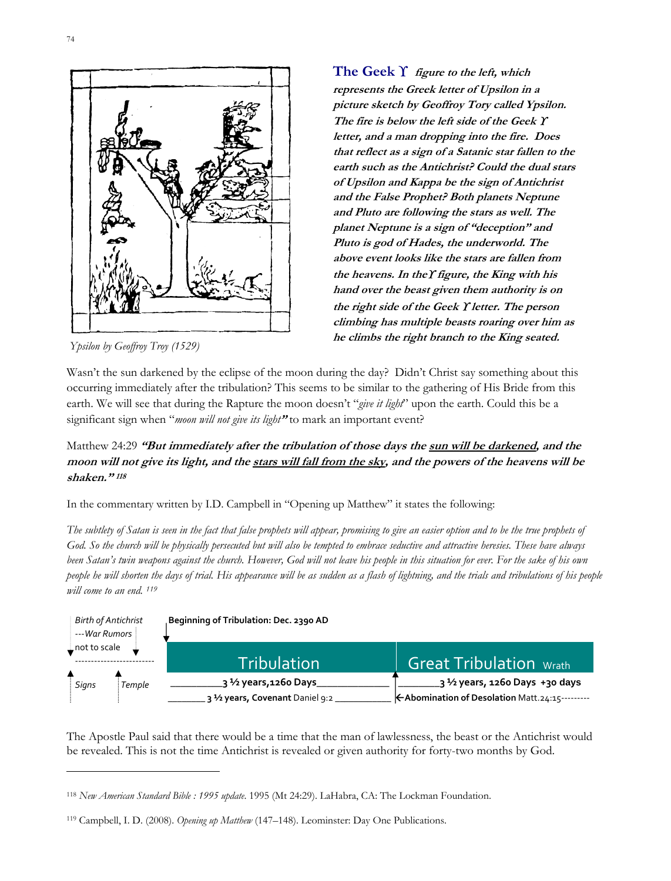**The Geek ϒ** ***figure to the left, which represents the Greek letter of Upsilon in a picture sketch by Geoffroy Tory called Ypsilon. The fire is below the left side of the Geek ϒ letter, and a man dropping into the fire. Does that reflect as a sign of a Satanic star fallen to the earth such as the Antichrist? Could the dual stars of Upsilon and Kappa be the sign of Antichrist and the False Prophet? Both planets Neptune and Pluto are following the stars as well. The planet Neptune is a sign of "deception" and Pluto is god of Hades, the underworld. The above event looks like the stars are fallen from the heavens. In the ϒ figure, the King with his hand over the beast given them authority is on the right side of the Geek ϒ letter. The person climbing has multiple beasts roaring over him as he climbs the right branch to the King seated.***

*Ypsilon by Geoffroy Troy (1529)*

Wasn't the sun darkened by the eclipse of the moon during the day? Didn't Christ say something about this occurring immediately after the tribulation? This seems to be similar to the gathering of His Bride from this earth. We will see that during the Rapture the moon doesn't "*give it light*" upon the earth. Could this be a significant sign when "*moon will not give its light*" to mark an important event?

Matthew 24:29 ***"But immediately after the tribulation of those days the sun will be darkened, and the moon will not give its light, and the stars will fall from the sky, and the powers of the heavens will be shaken."*** [118]

In the commentary written by I.D. Campbell in "Opening up Matthew" it states the following:

*The subtlety of Satan is seen in the fact that false prophets will appear, promising to give an easier option and to be the true prophets of God. So the church will be physically persecuted but will also be tempted to embrace seductive and attractive heresies. These have always been Satan's twin weapons against the church. However, God will not leave his people in this situation for ever. For the sake of his own people he will shorten the days of trial. His appearance will be as sudden as a flash of lightning, and the trials and tribulations of his people will come to an end.* [119]

| *Birth of Antichrist ---War Rumors* not to scale | **Beginning of Tribulation: Dec. 2390 AD** | |
|---|---|---|
| | Tribulation | Great Tribulation Wrath |
| *Signs* / *Temple* | **3 ½ years,1260 Days** | **3 ½ years, 1260 Days +30 days** |
| | **3 ½ years, Covenant** Daniel 9:2 | **←Abomination of Desolation** Matt.24:15 |

The Apostle Paul said that there would be a time that the man of lawlessness, the beast or the Antichrist would be revealed. This is not the time Antichrist is revealed or given authority for forty-two months by God.

[118] *New American Standard Bible : 1995 update*. 1995 (Mt 24:29). LaHabra, CA: The Lockman Foundation.

[119] Campbell, I. D. (2008). *Opening up Matthew* (147–148). Leominster: Day One Publications.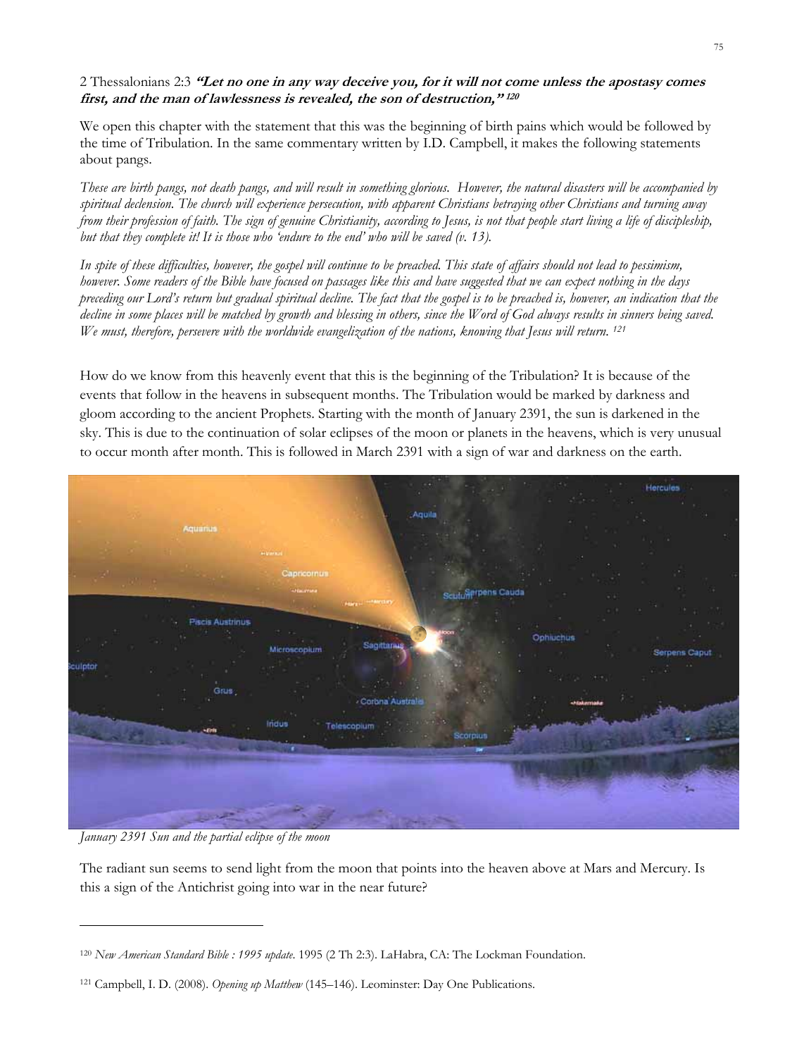2 Thessalonians 2:3 ***"Let no one in any way deceive you, for it will not come unless the apostasy comes first, and the man of lawlessness is revealed, the son of destruction,"*** [120]

We open this chapter with the statement that this was the beginning of birth pains which would be followed by the time of Tribulation. In the same commentary written by I.D. Campbell, it makes the following statements about pangs.

*These are birth pangs, not death pangs, and will result in something glorious. However, the natural disasters will be accompanied by spiritual declension. The church will experience persecution, with apparent Christians betraying other Christians and turning away from their profession of faith. The sign of genuine Christianity, according to Jesus, is not that people start living a life of discipleship, but that they complete it! It is those who 'endure to the end' who will be saved (v. 13).*

*In spite of these difficulties, however, the gospel will continue to be preached. This state of affairs should not lead to pessimism, however. Some readers of the Bible have focused on passages like this and have suggested that we can expect nothing in the days preceding our Lord's return but gradual spiritual decline. The fact that the gospel is to be preached is, however, an indication that the decline in some places will be matched by growth and blessing in others, since the Word of God always results in sinners being saved. We must, therefore, persevere with the worldwide evangelization of the nations, knowing that Jesus will return.* [121]

How do we know from this heavenly event that this is the beginning of the Tribulation? It is because of the events that follow in the heavens in subsequent months. The Tribulation would be marked by darkness and gloom according to the ancient Prophets. Starting with the month of January 2391, the sun is darkened in the sky. This is due to the continuation of solar eclipses of the moon or planets in the heavens, which is very unusual to occur month after month. This is followed in March 2391 with a sign of war and darkness on the earth.

*January 2391 Sun and the partial eclipse of the moon*

The radiant sun seems to send light from the moon that points into the heaven above at Mars and Mercury. Is this a sign of the Antichrist going into war in the near future?

---

[120] *New American Standard Bible : 1995 update*. 1995 (2 Th 2:3). LaHabra, CA: The Lockman Foundation.

[121] Campbell, I. D. (2008). *Opening up Matthew* (145–146). Leominster: Day One Publications.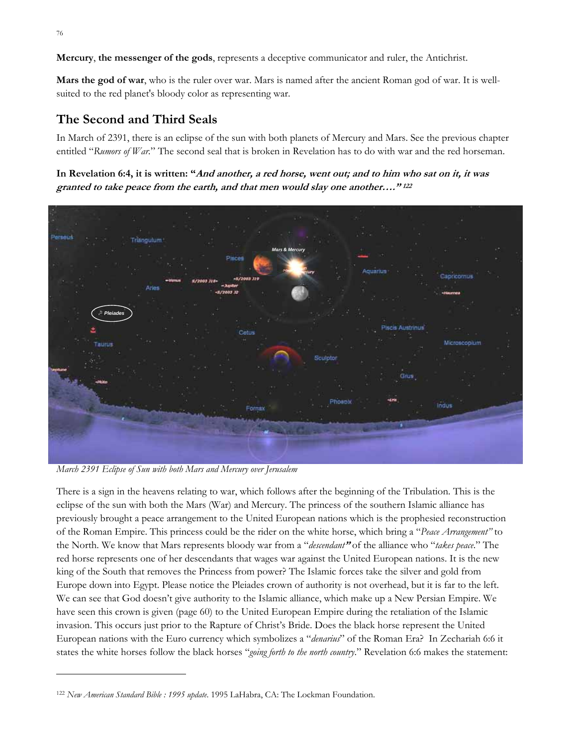**Mercury**, **the messenger of the gods**, represents a deceptive communicator and ruler, the Antichrist.

**Mars the god of war**, who is the ruler over war. Mars is named after the ancient Roman god of war. It is well-suited to the red planet's bloody color as representing war.

## The Second and Third Seals

In March of 2391, there is an eclipse of the sun with both planets of Mercury and Mars. See the previous chapter entitled "*Rumors of War*." The second seal that is broken in Revelation has to do with war and the red horseman.

**In Revelation 6:4, it is written: "*And another, a red horse, went out; and to him who sat on it, it was granted to take peace from the earth, and that men would slay one another….*"** [122]

*March 2391 Eclipse of Sun with both Mars and Mercury over Jerusalem*

There is a sign in the heavens relating to war, which follows after the beginning of the Tribulation. This is the eclipse of the sun with both the Mars (War) and Mercury. The princess of the southern Islamic alliance has previously brought a peace arrangement to the United European nations which is the prophesied reconstruction of the Roman Empire. This princess could be the rider on the white horse, which bring a "*Peace Arrangement"* to the North. We know that Mars represents bloody war from a "*descendant***"** of the alliance who "*takes peace*." The red horse represents one of her descendants that wages war against the United European nations. It is the new king of the South that removes the Princess from power? The Islamic forces take the silver and gold from Europe down into Egypt. Please notice the Pleiades crown of authority is not overhead, but it is far to the left. We can see that God doesn't give authority to the Islamic alliance, which make up a New Persian Empire. We have seen this crown is given (page 60) to the United European Empire during the retaliation of the Islamic invasion. This occurs just prior to the Rapture of Christ's Bride. Does the black horse represent the United European nations with the Euro currency which symbolizes a "*denarius*" of the Roman Era? In Zechariah 6:6 it states the white horses follow the black horses "*going forth to the north country*." Revelation 6:6 makes the statement:

---

[122] *New American Standard Bible : 1995 update*. 1995 LaHabra, CA: The Lockman Foundation.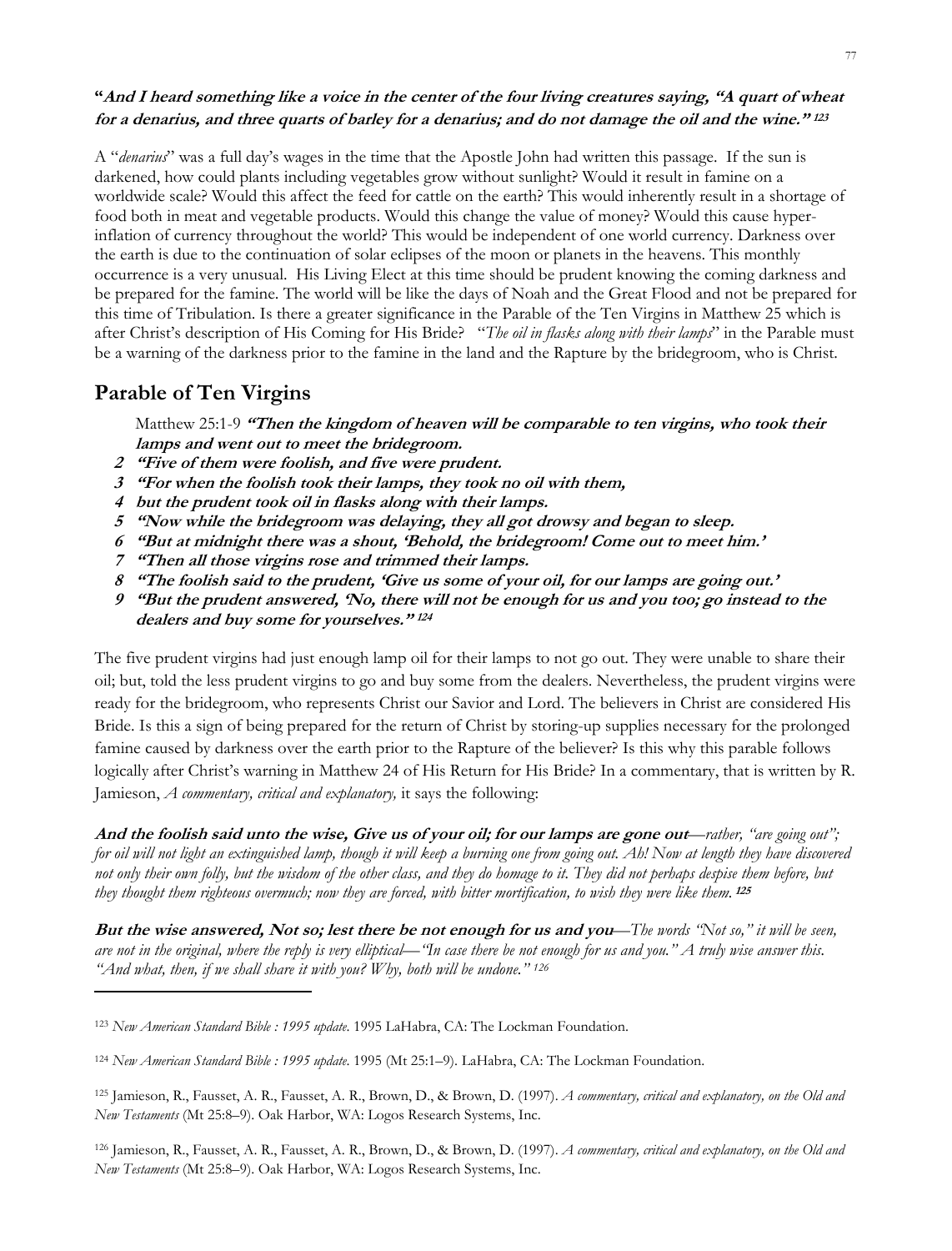**"And I heard something like a voice in the center of the four living creatures saying, "A quart of wheat for a denarius, and three quarts of barley for a denarius; and do not damage the oil and the wine."** [123]

A "*denarius*" was a full day's wages in the time that the Apostle John had written this passage. If the sun is darkened, how could plants including vegetables grow without sunlight? Would it result in famine on a worldwide scale? Would this affect the feed for cattle on the earth? This would inherently result in a shortage of food both in meat and vegetable products. Would this change the value of money? Would this cause hyper-inflation of currency throughout the world? This would be independent of one world currency. Darkness over the earth is due to the continuation of solar eclipses of the moon or planets in the heavens. This monthly occurrence is a very unusual. His Living Elect at this time should be prudent knowing the coming darkness and be prepared for the famine. The world will be like the days of Noah and the Great Flood and not be prepared for this time of Tribulation. Is there a greater significance in the Parable of the Ten Virgins in Matthew 25 which is after Christ's description of His Coming for His Bride? "*The oil in flasks along with their lamps*" in the Parable must be a warning of the darkness prior to the famine in the land and the Rapture by the bridegroom, who is Christ.

## Parable of Ten Virgins

Matthew 25:1-9 **"Then the kingdom of heaven will be comparable to ten virgins, who took their lamps and went out to meet the bridegroom.**

**2 "Five of them were foolish, and five were prudent.**

**3 "For when the foolish took their lamps, they took no oil with them,**

**4 but the prudent took oil in flasks along with their lamps.**

**5 "Now while the bridegroom was delaying, they all got drowsy and began to sleep.**

**6 "But at midnight there was a shout, 'Behold, the bridegroom! Come out to meet him.'**

**7 "Then all those virgins rose and trimmed their lamps.**

**8 "The foolish said to the prudent, 'Give us some of your oil, for our lamps are going out.'**

**9 "But the prudent answered, 'No, there will not be enough for us and you too; go instead to the dealers and buy some for yourselves."** [124]

The five prudent virgins had just enough lamp oil for their lamps to not go out. They were unable to share their oil; but, told the less prudent virgins to go and buy some from the dealers. Nevertheless, the prudent virgins were ready for the bridegroom, who represents Christ our Savior and Lord. The believers in Christ are considered His Bride. Is this a sign of being prepared for the return of Christ by storing-up supplies necessary for the prolonged famine caused by darkness over the earth prior to the Rapture of the believer? Is this why this parable follows logically after Christ's warning in Matthew 24 of His Return for His Bride? In a commentary, that is written by R. Jamieson, *A commentary, critical and explanatory,* it says the following:

***And the foolish said unto the wise, Give us of your oil; for our lamps are gone out****—rather, "are going out"; for oil will not light an extinguished lamp, though it will keep a burning one from going out. Ah! Now at length they have discovered not only their own folly, but the wisdom of the other class, and they do homage to it. They did not perhaps despise them before, but they thought them righteous overmuch; now they are forced, with bitter mortification, to wish they were like them.* [125]

***But the wise answered, Not so; lest there be not enough for us and you****—The words "Not so," it will be seen, are not in the original, where the reply is very elliptical—"In case there be not enough for us and you." A truly wise answer this. "And what, then, if we shall share it with you? Why, both will be undone."* [126]

---

[123] *New American Standard Bible : 1995 update*. 1995 LaHabra, CA: The Lockman Foundation.

[124] *New American Standard Bible : 1995 update*. 1995 (Mt 25:1–9). LaHabra, CA: The Lockman Foundation.

[125] Jamieson, R., Fausset, A. R., Fausset, A. R., Brown, D., & Brown, D. (1997). *A commentary, critical and explanatory, on the Old and New Testaments* (Mt 25:8–9). Oak Harbor, WA: Logos Research Systems, Inc.

[126] Jamieson, R., Fausset, A. R., Fausset, A. R., Brown, D., & Brown, D. (1997). *A commentary, critical and explanatory, on the Old and New Testaments* (Mt 25:8–9). Oak Harbor, WA: Logos Research Systems, Inc.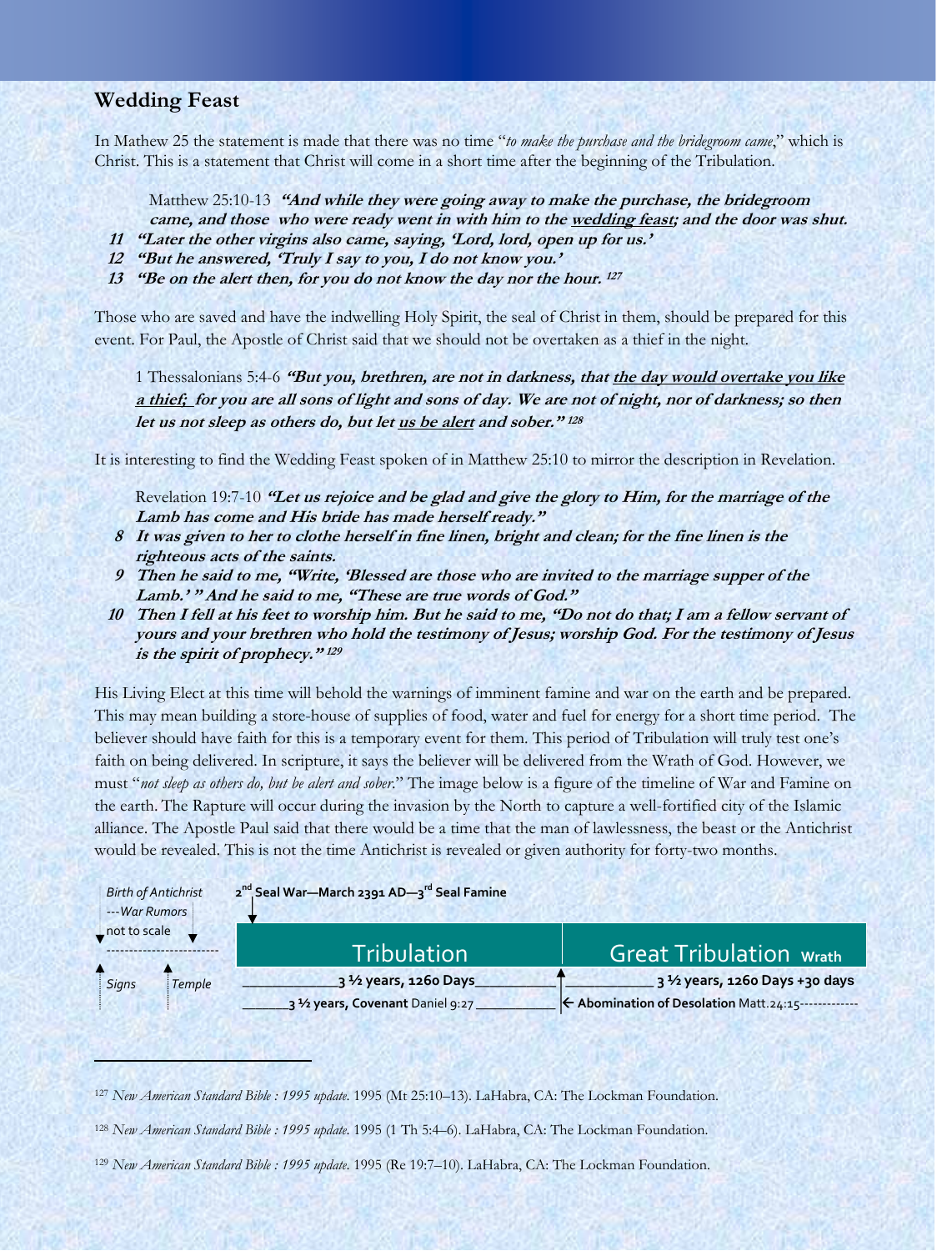## Wedding Feast

In Mathew 25 the statement is made that there was no time "*to make the purchase and the bridegroom came*," which is Christ. This is a statement that Christ will come in a short time after the beginning of the Tribulation.

> Matthew 25:10-13 ***"And while they were going away to make the purchase, the bridegroom came, and those who were ready went in with him to the wedding feast; and the door was shut.***
> ***11 "Later the other virgins also came, saying, 'Lord, lord, open up for us.'***
> ***12 "But he answered, 'Truly I say to you, I do not know you.'***
> ***13 "Be on the alert then, for you do not know the day nor the hour.*** [127]

Those who are saved and have the indwelling Holy Spirit, the seal of Christ in them, should be prepared for this event. For Paul, the Apostle of Christ said that we should not be overtaken as a thief in the night.

> 1 Thessalonians 5:4-6 ***"But you, brethren, are not in darkness, that the day would overtake you like a thief; for you are all sons of light and sons of day. We are not of night, nor of darkness; so then let us not sleep as others do, but let us be alert and sober."*** [128]

It is interesting to find the Wedding Feast spoken of in Matthew 25:10 to mirror the description in Revelation.

> Revelation 19:7-10 ***"Let us rejoice and be glad and give the glory to Him, for the marriage of the Lamb has come and His bride has made herself ready."***
> ***8 It was given to her to clothe herself in fine linen, bright and clean; for the fine linen is the righteous acts of the saints.***
> ***9 Then he said to me, "Write, 'Blessed are those who are invited to the marriage supper of the Lamb.'" And he said to me, "These are true words of God."***
> ***10 Then I fell at his feet to worship him. But he said to me, "Do not do that; I am a fellow servant of yours and your brethren who hold the testimony of Jesus; worship God. For the testimony of Jesus is the spirit of prophecy."*** [129]

His Living Elect at this time will behold the warnings of imminent famine and war on the earth and be prepared. This may mean building a store-house of supplies of food, water and fuel for energy for a short time period. The believer should have faith for this is a temporary event for them. This period of Tribulation will truly test one's faith on being delivered. In scripture, it says the believer will be delivered from the Wrath of God. However, we must "*not sleep as others do, but be alert and sober*." The image below is a figure of the timeline of War and Famine on the earth. The Rapture will occur during the invasion by the North to capture a well-fortified city of the Islamic alliance. The Apostle Paul said that there would be a time that the man of lawlessness, the beast or the Antichrist would be revealed. This is not the time Antichrist is revealed or given authority for forty-two months.

*Birth of Antichrist*
*---War Rumors*
not to scale
*Signs* *Temple*

2nd Seal War—March 2391 AD—3rd Seal Famine

Tribulation
3 ½ years, 1260 Days
3 ½ years, Covenant Daniel 9:27

Great Tribulation Wrath
3 ½ years, 1260 Days +30 days
← Abomination of Desolation Matt.24:15

---

[127] *New American Standard Bible : 1995 update*. 1995 (Mt 25:10–13). LaHabra, CA: The Lockman Foundation.

[128] *New American Standard Bible : 1995 update*. 1995 (1 Th 5:4–6). LaHabra, CA: The Lockman Foundation.

[129] *New American Standard Bible : 1995 update*. 1995 (Re 19:7–10). LaHabra, CA: The Lockman Foundation.